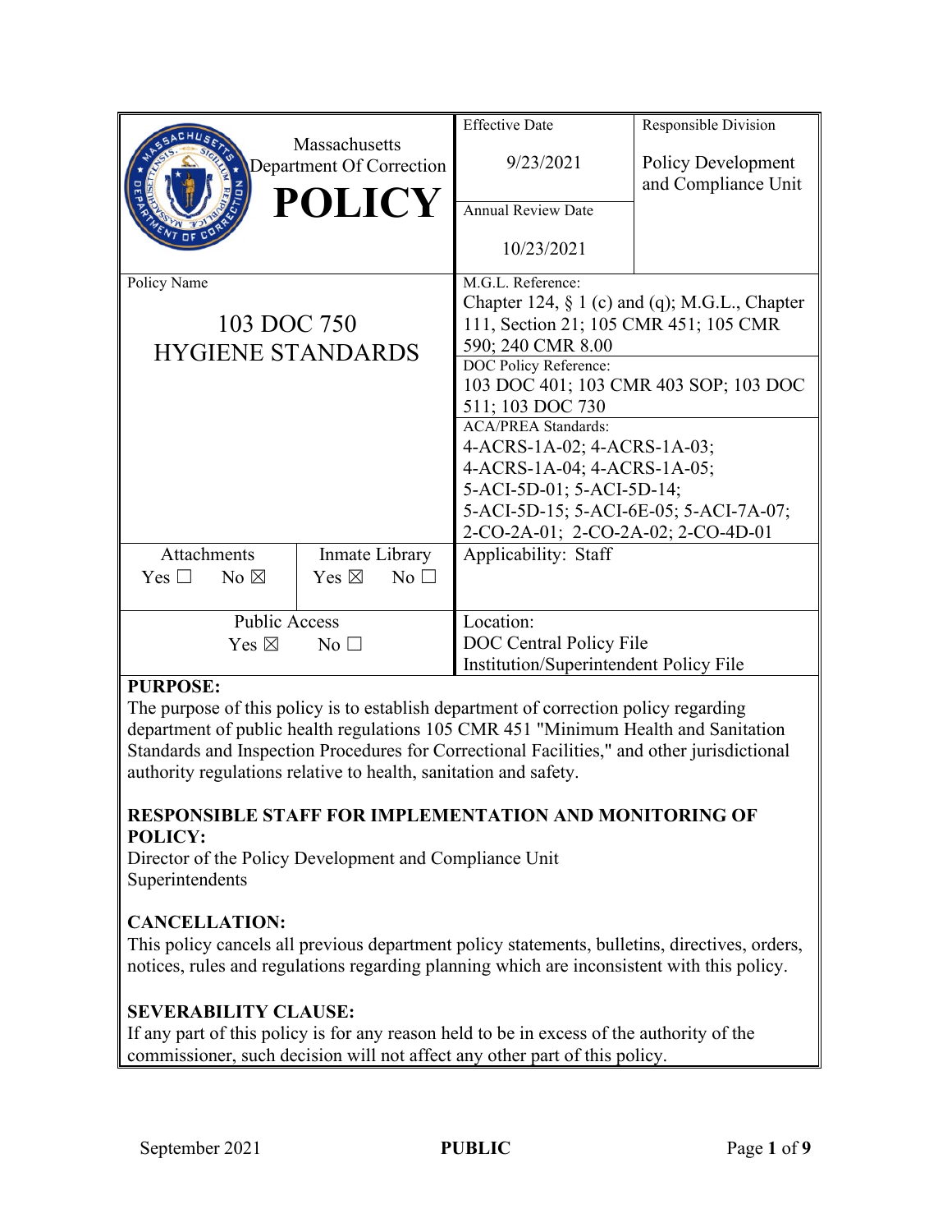| Massachusetts Department Of Correction **POLICY** | Effective Date<br>9/23/2021 | Responsible Division<br>Policy Development and Compliance Unit |
|---|---|---|
| | Annual Review Date<br>10/23/2021 | |
| Policy Name<br>103 DOC 750<br>HYGIENE STANDARDS | M.G.L. Reference:<br>Chapter 124, § 1 (c) and (q); M.G.L., Chapter 111, Section 21; 105 CMR 451; 105 CMR 590; 240 CMR 8.00 | |
| | DOC Policy Reference:<br>103 DOC 401; 103 CMR 403 SOP; 103 DOC 511; 103 DOC 730 | |
| | ACA/PREA Standards:<br>4-ACRS-1A-02; 4-ACRS-1A-03; 4-ACRS-1A-04; 4-ACRS-1A-05; 5-ACI-5D-01; 5-ACI-5D-14; 5-ACI-5D-15; 5-ACI-6E-05; 5-ACI-7A-07; 2-CO-2A-01; 2-CO-2A-02; 2-CO-4D-01 | |
| Attachments: Yes ☐ No ☒ / Inmate Library: Yes ☒ No ☐ | Applicability: Staff | |
| Public Access: Yes ☒ No ☐ | Location:<br>DOC Central Policy File<br>Institution/Superintendent Policy File | |

**PURPOSE:**

The purpose of this policy is to establish department of correction policy regarding department of public health regulations 105 CMR 451 "Minimum Health and Sanitation Standards and Inspection Procedures for Correctional Facilities," and other jurisdictional authority regulations relative to health, sanitation and safety.

**RESPONSIBLE STAFF FOR IMPLEMENTATION AND MONITORING OF POLICY:**

Director of the Policy Development and Compliance Unit
Superintendents

**CANCELLATION:**

This policy cancels all previous department policy statements, bulletins, directives, orders, notices, rules and regulations regarding planning which are inconsistent with this policy.

**SEVERABILITY CLAUSE:**

If any part of this policy is for any reason held to be in excess of the authority of the commissioner, such decision will not affect any other part of this policy.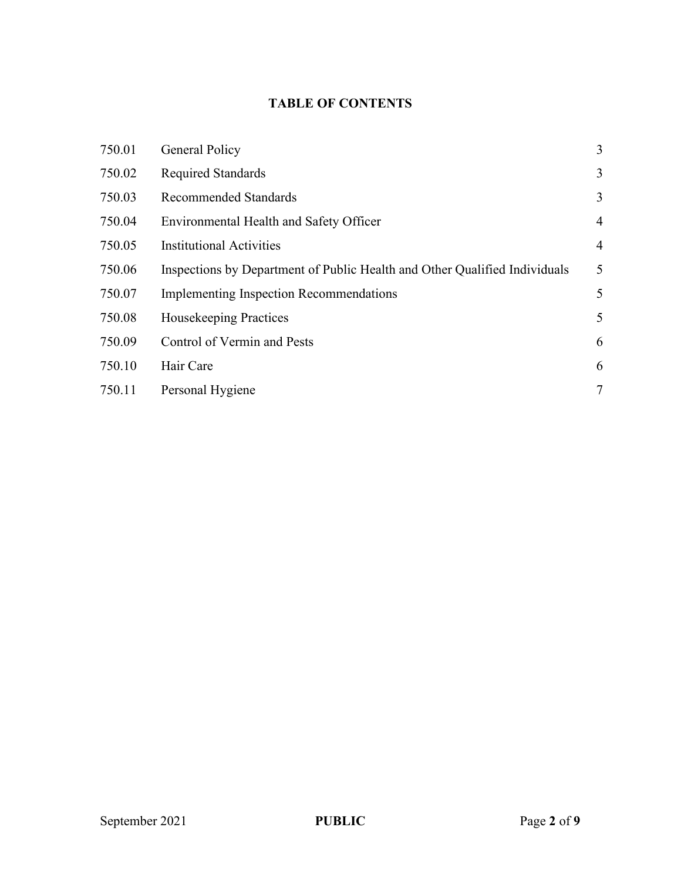# TABLE OF CONTENTS

| | | |
|---|---|---|
| 750.01 | General Policy | 3 |
| 750.02 | Required Standards | 3 |
| 750.03 | Recommended Standards | 3 |
| 750.04 | Environmental Health and Safety Officer | 4 |
| 750.05 | Institutional Activities | 4 |
| 750.06 | Inspections by Department of Public Health and Other Qualified Individuals | 5 |
| 750.07 | Implementing Inspection Recommendations | 5 |
| 750.08 | Housekeeping Practices | 5 |
| 750.09 | Control of Vermin and Pests | 6 |
| 750.10 | Hair Care | 6 |
| 750.11 | Personal Hygiene | 7 |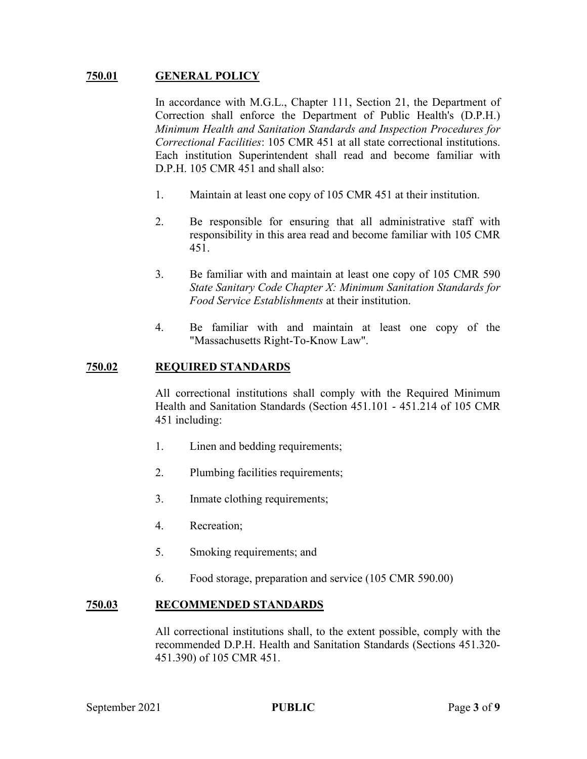## 750.01 GENERAL POLICY

In accordance with M.G.L., Chapter 111, Section 21, the Department of Correction shall enforce the Department of Public Health's (D.P.H.) *Minimum Health and Sanitation Standards and Inspection Procedures for Correctional Facilities*: 105 CMR 451 at all state correctional institutions. Each institution Superintendent shall read and become familiar with D.P.H. 105 CMR 451 and shall also:

1. Maintain at least one copy of 105 CMR 451 at their institution.

2. Be responsible for ensuring that all administrative staff with responsibility in this area read and become familiar with 105 CMR 451.

3. Be familiar with and maintain at least one copy of 105 CMR 590 *State Sanitary Code Chapter X: Minimum Sanitation Standards for Food Service Establishments* at their institution.

4. Be familiar with and maintain at least one copy of the "Massachusetts Right-To-Know Law".

## 750.02 REQUIRED STANDARDS

All correctional institutions shall comply with the Required Minimum Health and Sanitation Standards (Section 451.101 - 451.214 of 105 CMR 451 including:

1. Linen and bedding requirements;

2. Plumbing facilities requirements;

3. Inmate clothing requirements;

4. Recreation;

5. Smoking requirements; and

6. Food storage, preparation and service (105 CMR 590.00)

## 750.03 RECOMMENDED STANDARDS

All correctional institutions shall, to the extent possible, comply with the recommended D.P.H. Health and Sanitation Standards (Sections 451.320-451.390) of 105 CMR 451.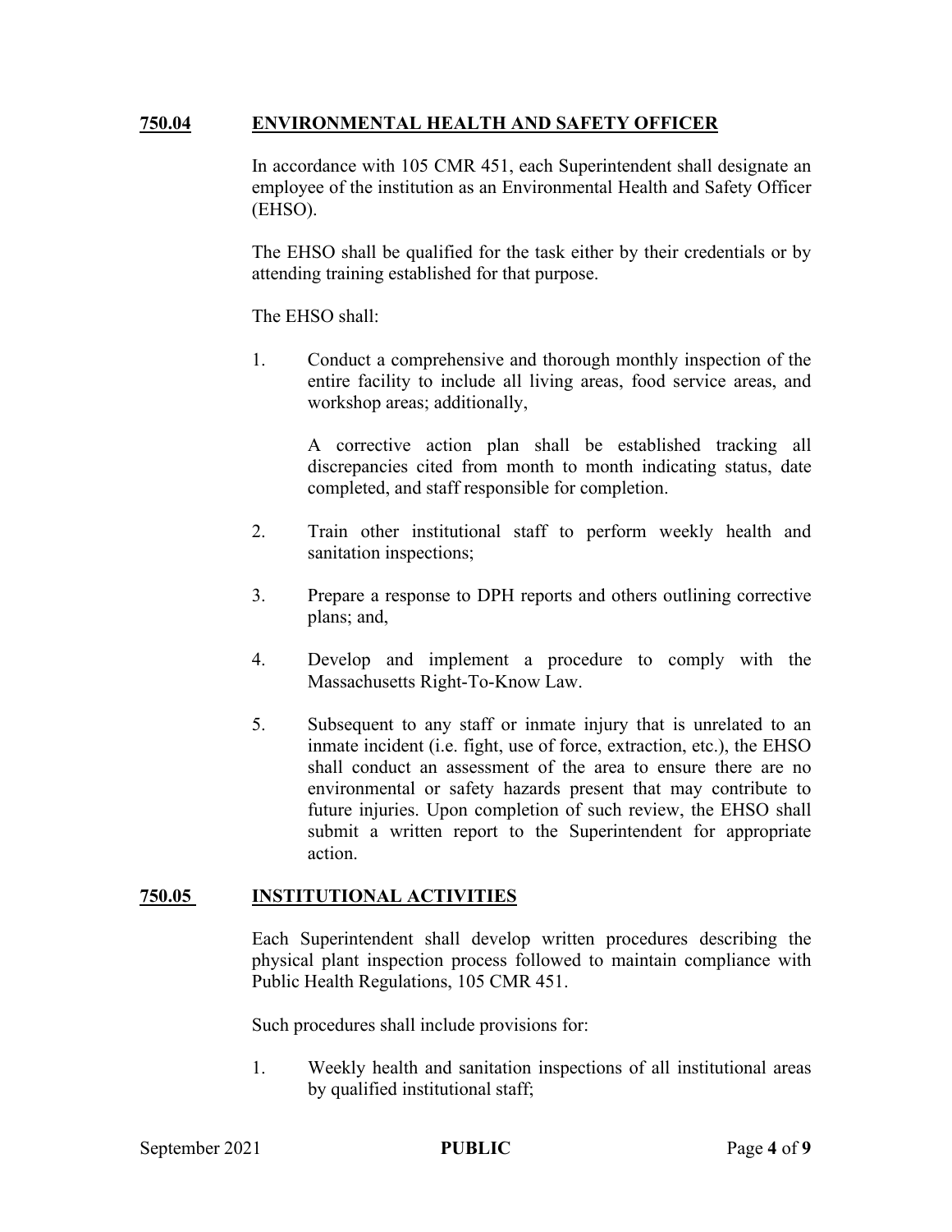## 750.04 ENVIRONMENTAL HEALTH AND SAFETY OFFICER

In accordance with 105 CMR 451, each Superintendent shall designate an employee of the institution as an Environmental Health and Safety Officer (EHSO).

The EHSO shall be qualified for the task either by their credentials or by attending training established for that purpose.

The EHSO shall:

1. Conduct a comprehensive and thorough monthly inspection of the entire facility to include all living areas, food service areas, and workshop areas; additionally,

   A corrective action plan shall be established tracking all discrepancies cited from month to month indicating status, date completed, and staff responsible for completion.

2. Train other institutional staff to perform weekly health and sanitation inspections;

3. Prepare a response to DPH reports and others outlining corrective plans; and,

4. Develop and implement a procedure to comply with the Massachusetts Right-To-Know Law.

5. Subsequent to any staff or inmate injury that is unrelated to an inmate incident (i.e. fight, use of force, extraction, etc.), the EHSO shall conduct an assessment of the area to ensure there are no environmental or safety hazards present that may contribute to future injuries. Upon completion of such review, the EHSO shall submit a written report to the Superintendent for appropriate action.

## 750.05 INSTITUTIONAL ACTIVITIES

Each Superintendent shall develop written procedures describing the physical plant inspection process followed to maintain compliance with Public Health Regulations, 105 CMR 451.

Such procedures shall include provisions for:

1. Weekly health and sanitation inspections of all institutional areas by qualified institutional staff;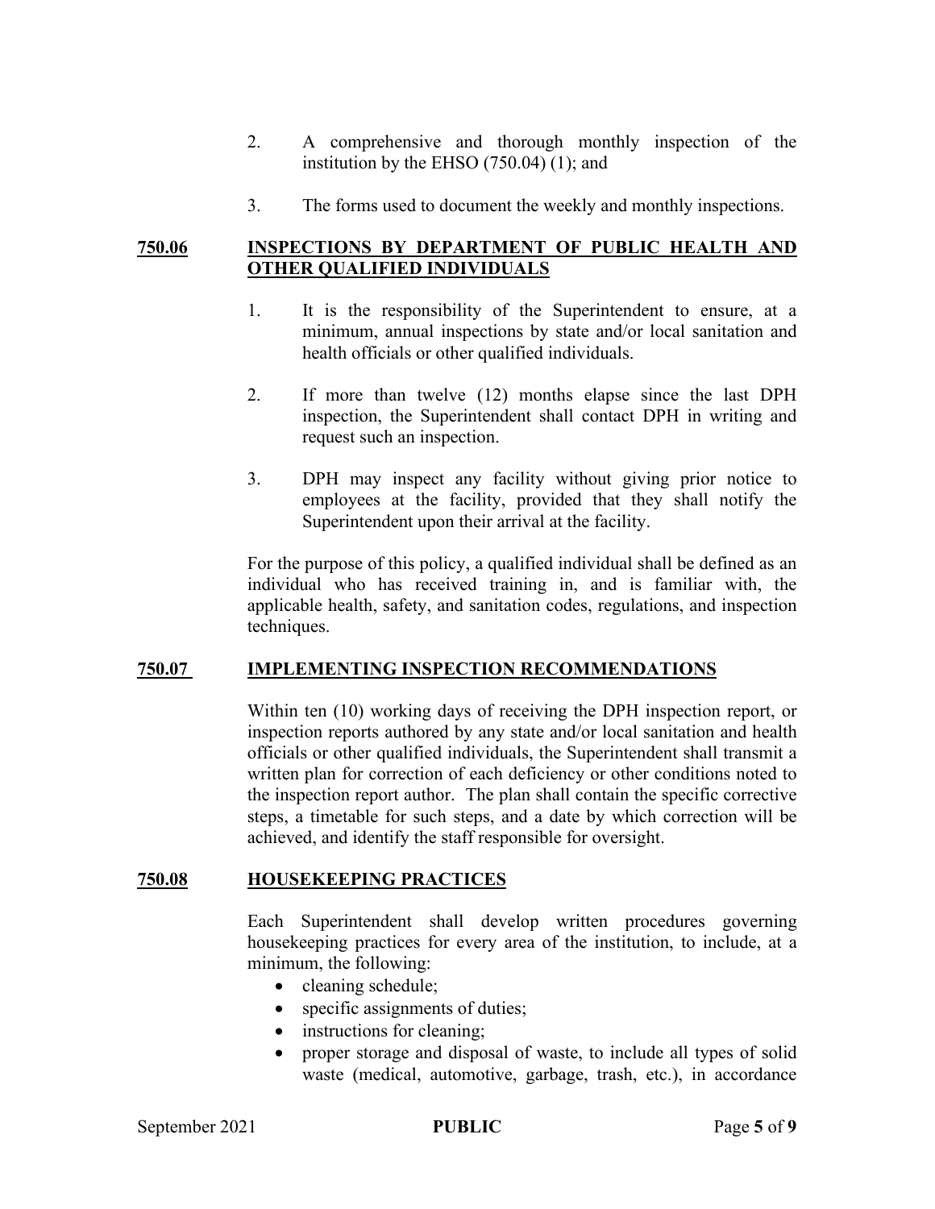2. A comprehensive and thorough monthly inspection of the institution by the EHSO (750.04) (1); and

3. The forms used to document the weekly and monthly inspections.

## 750.06 INSPECTIONS BY DEPARTMENT OF PUBLIC HEALTH AND OTHER QUALIFIED INDIVIDUALS

1. It is the responsibility of the Superintendent to ensure, at a minimum, annual inspections by state and/or local sanitation and health officials or other qualified individuals.

2. If more than twelve (12) months elapse since the last DPH inspection, the Superintendent shall contact DPH in writing and request such an inspection.

3. DPH may inspect any facility without giving prior notice to employees at the facility, provided that they shall notify the Superintendent upon their arrival at the facility.

For the purpose of this policy, a qualified individual shall be defined as an individual who has received training in, and is familiar with, the applicable health, safety, and sanitation codes, regulations, and inspection techniques.

## 750.07 IMPLEMENTING INSPECTION RECOMMENDATIONS

Within ten (10) working days of receiving the DPH inspection report, or inspection reports authored by any state and/or local sanitation and health officials or other qualified individuals, the Superintendent shall transmit a written plan for correction of each deficiency or other conditions noted to the inspection report author. The plan shall contain the specific corrective steps, a timetable for such steps, and a date by which correction will be achieved, and identify the staff responsible for oversight.

## 750.08 HOUSEKEEPING PRACTICES

Each Superintendent shall develop written procedures governing housekeeping practices for every area of the institution, to include, at a minimum, the following:

- cleaning schedule;
- specific assignments of duties;
- instructions for cleaning;
- proper storage and disposal of waste, to include all types of solid waste (medical, automotive, garbage, trash, etc.), in accordance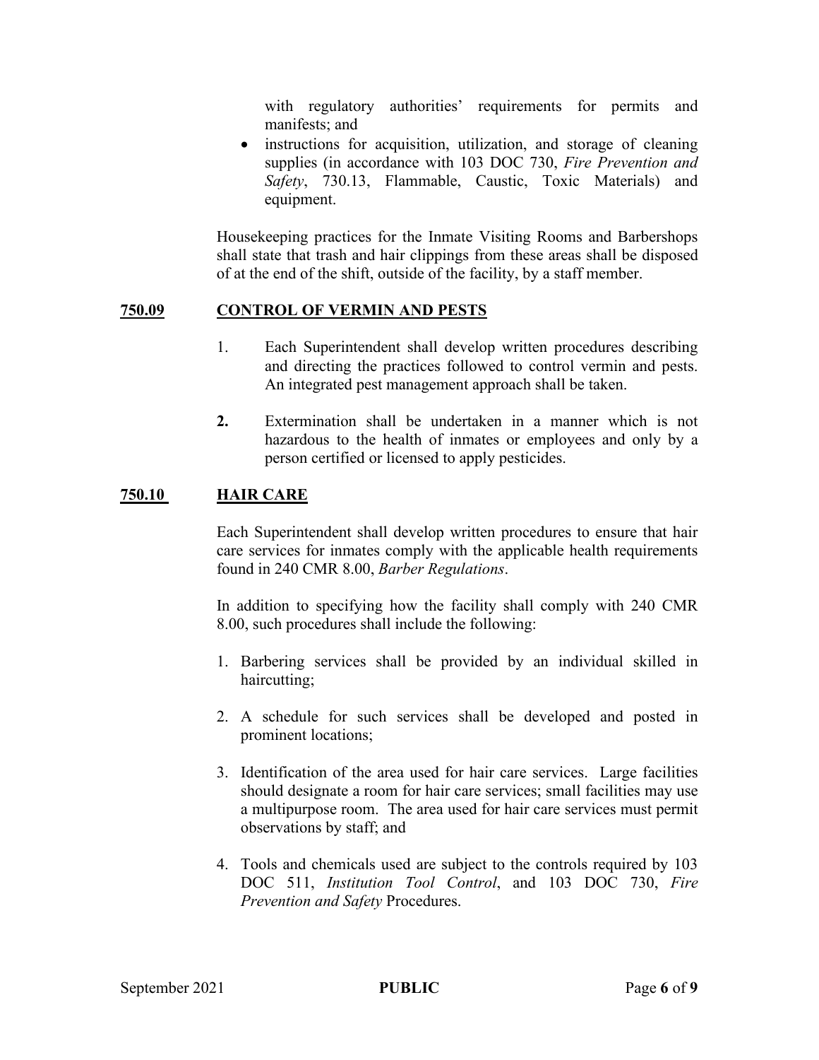with regulatory authorities' requirements for permits and manifests; and

- instructions for acquisition, utilization, and storage of cleaning supplies (in accordance with 103 DOC 730, *Fire Prevention and Safety*, 730.13, Flammable, Caustic, Toxic Materials) and equipment.

Housekeeping practices for the Inmate Visiting Rooms and Barbershops shall state that trash and hair clippings from these areas shall be disposed of at the end of the shift, outside of the facility, by a staff member.

## **750.09 CONTROL OF VERMIN AND PESTS**

1. Each Superintendent shall develop written procedures describing and directing the practices followed to control vermin and pests. An integrated pest management approach shall be taken.

2. Extermination shall be undertaken in a manner which is not hazardous to the health of inmates or employees and only by a person certified or licensed to apply pesticides.

## **750.10 HAIR CARE**

Each Superintendent shall develop written procedures to ensure that hair care services for inmates comply with the applicable health requirements found in 240 CMR 8.00, *Barber Regulations*.

In addition to specifying how the facility shall comply with 240 CMR 8.00, such procedures shall include the following:

1. Barbering services shall be provided by an individual skilled in haircutting;

2. A schedule for such services shall be developed and posted in prominent locations;

3. Identification of the area used for hair care services. Large facilities should designate a room for hair care services; small facilities may use a multipurpose room. The area used for hair care services must permit observations by staff; and

4. Tools and chemicals used are subject to the controls required by 103 DOC 511, *Institution Tool Control*, and 103 DOC 730, *Fire Prevention and Safety* Procedures.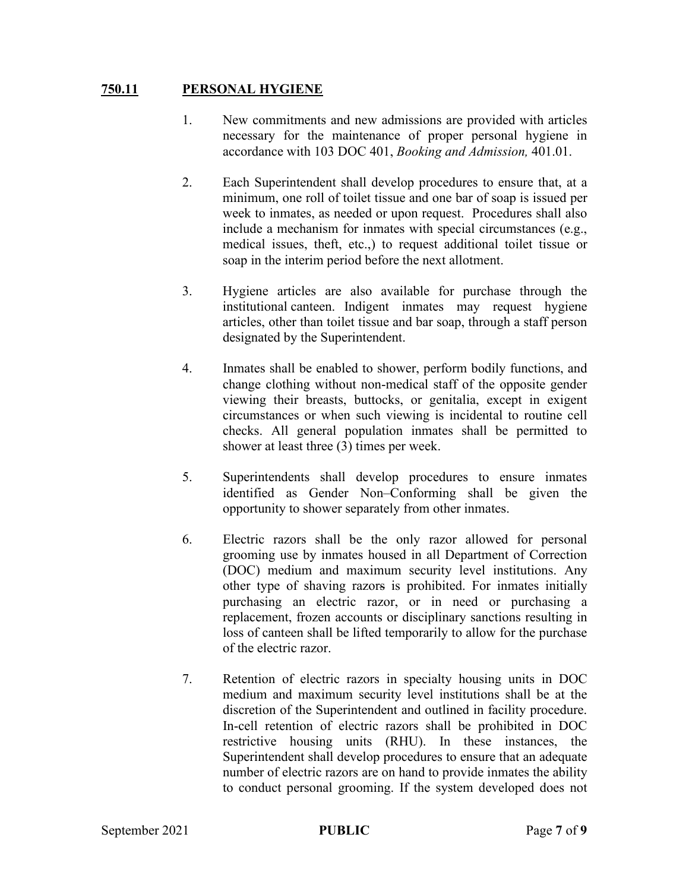## 750.11 PERSONAL HYGIENE

1. New commitments and new admissions are provided with articles necessary for the maintenance of proper personal hygiene in accordance with 103 DOC 401, *Booking and Admission,* 401.01.

2. Each Superintendent shall develop procedures to ensure that, at a minimum, one roll of toilet tissue and one bar of soap is issued per week to inmates, as needed or upon request. Procedures shall also include a mechanism for inmates with special circumstances (e.g., medical issues, theft, etc.,) to request additional toilet tissue or soap in the interim period before the next allotment.

3. Hygiene articles are also available for purchase through the institutional canteen. Indigent inmates may request hygiene articles, other than toilet tissue and bar soap, through a staff person designated by the Superintendent.

4. Inmates shall be enabled to shower, perform bodily functions, and change clothing without non-medical staff of the opposite gender viewing their breasts, buttocks, or genitalia, except in exigent circumstances or when such viewing is incidental to routine cell checks. All general population inmates shall be permitted to shower at least three (3) times per week.

5. Superintendents shall develop procedures to ensure inmates identified as Gender Non–Conforming shall be given the opportunity to shower separately from other inmates.

6. Electric razors shall be the only razor allowed for personal grooming use by inmates housed in all Department of Correction (DOC) medium and maximum security level institutions. Any other type of shaving razors is prohibited. For inmates initially purchasing an electric razor, or in need or purchasing a replacement, frozen accounts or disciplinary sanctions resulting in loss of canteen shall be lifted temporarily to allow for the purchase of the electric razor.

7. Retention of electric razors in specialty housing units in DOC medium and maximum security level institutions shall be at the discretion of the Superintendent and outlined in facility procedure. In-cell retention of electric razors shall be prohibited in DOC restrictive housing units (RHU). In these instances, the Superintendent shall develop procedures to ensure that an adequate number of electric razors are on hand to provide inmates the ability to conduct personal grooming. If the system developed does not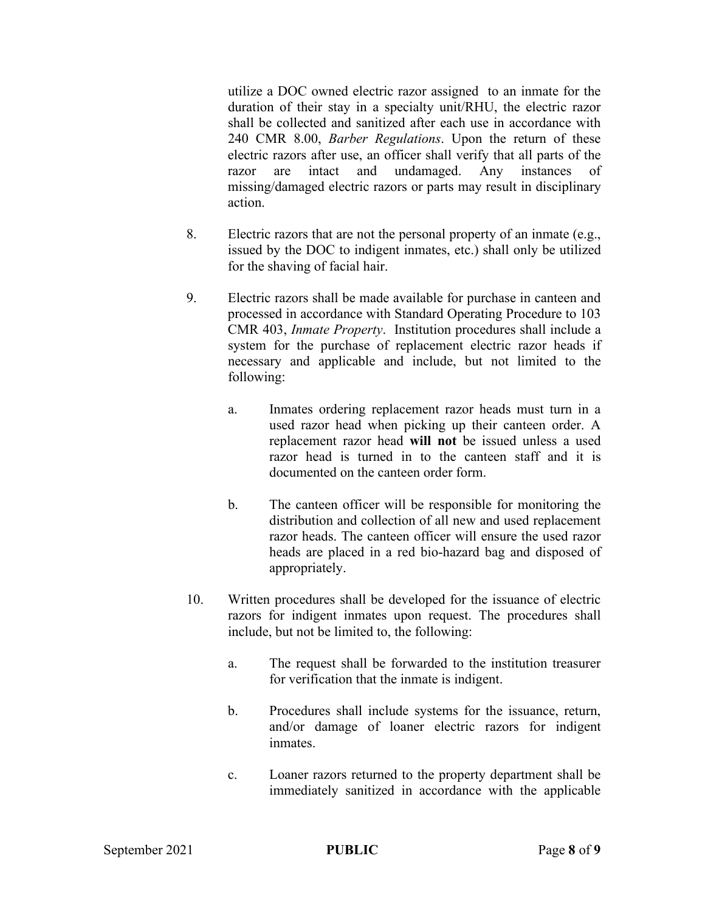utilize a DOC owned electric razor assigned to an inmate for the duration of their stay in a specialty unit/RHU, the electric razor shall be collected and sanitized after each use in accordance with 240 CMR 8.00, *Barber Regulations*. Upon the return of these electric razors after use, an officer shall verify that all parts of the razor are intact and undamaged. Any instances of missing/damaged electric razors or parts may result in disciplinary action.

8. Electric razors that are not the personal property of an inmate (e.g., issued by the DOC to indigent inmates, etc.) shall only be utilized for the shaving of facial hair.

9. Electric razors shall be made available for purchase in canteen and processed in accordance with Standard Operating Procedure to 103 CMR 403, *Inmate Property*. Institution procedures shall include a system for the purchase of replacement electric razor heads if necessary and applicable and include, but not limited to the following:

   a. Inmates ordering replacement razor heads must turn in a used razor head when picking up their canteen order. A replacement razor head **will not** be issued unless a used razor head is turned in to the canteen staff and it is documented on the canteen order form.

   b. The canteen officer will be responsible for monitoring the distribution and collection of all new and used replacement razor heads. The canteen officer will ensure the used razor heads are placed in a red bio-hazard bag and disposed of appropriately.

10. Written procedures shall be developed for the issuance of electric razors for indigent inmates upon request. The procedures shall include, but not be limited to, the following:

    a. The request shall be forwarded to the institution treasurer for verification that the inmate is indigent.

    b. Procedures shall include systems for the issuance, return, and/or damage of loaner electric razors for indigent inmates.

    c. Loaner razors returned to the property department shall be immediately sanitized in accordance with the applicable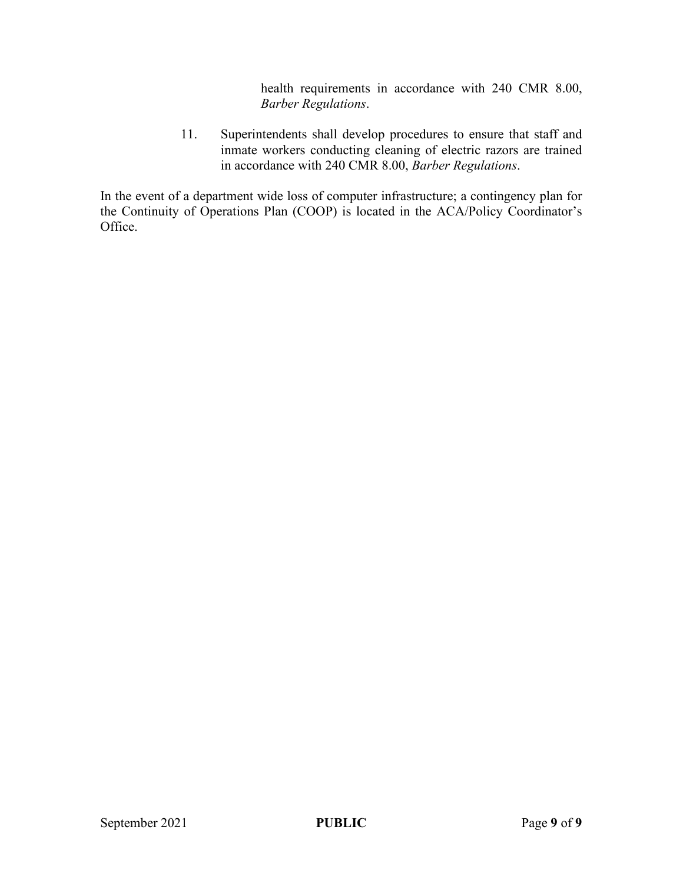health requirements in accordance with 240 CMR 8.00, *Barber Regulations*.

11. Superintendents shall develop procedures to ensure that staff and inmate workers conducting cleaning of electric razors are trained in accordance with 240 CMR 8.00, *Barber Regulations*.

In the event of a department wide loss of computer infrastructure; a contingency plan for the Continuity of Operations Plan (COOP) is located in the ACA/Policy Coordinator's Office.